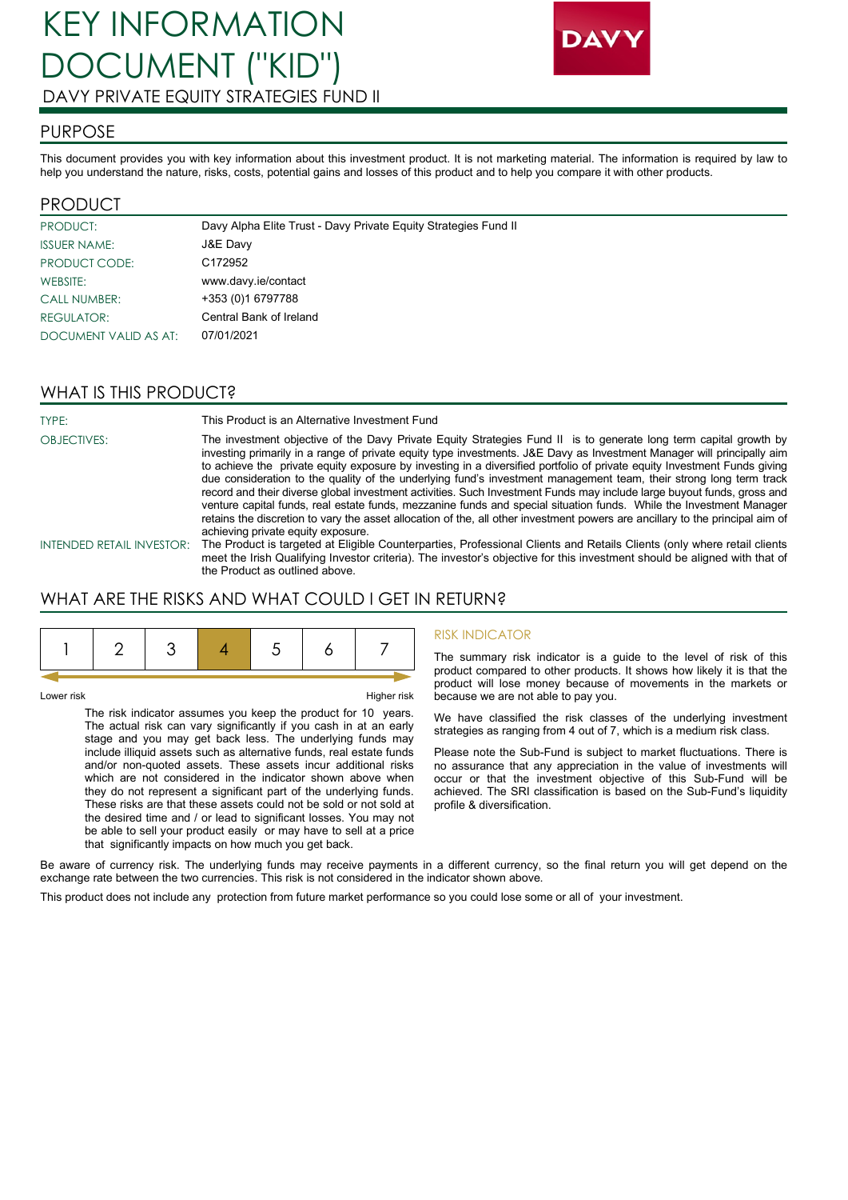# KEY INFORMATION DOCUMENT ("KID")

DAVY PRIVATE EQUITY STRATEGIES FUND II

DAVY

## PURPOSE

This document provides you with key information about this investment product. It is not marketing material. The information is required by law to help you understand the nature, risks, costs, potential gains and losses of this product and to help you compare it with other products.

## PRODUCT

| | |
|---|---|
| PRODUCT: | Davy Alpha Elite Trust - Davy Private Equity Strategies Fund II |
| ISSUER NAME: | J&E Davy |
| PRODUCT CODE: | C172952 |
| WEBSITE: | www.davy.ie/contact |
| CALL NUMBER: | +353 (0)1 6797788 |
| REGULATOR: | Central Bank of Ireland |
| DOCUMENT VALID AS AT: | 07/01/2021 |

## WHAT IS THIS PRODUCT?

**TYPE:** This Product is an Alternative Investment Fund

**OBJECTIVES:** The investment objective of the Davy Private Equity Strategies Fund II is to generate long term capital growth by investing primarily in a range of private equity type investments. J&E Davy as Investment Manager will principally aim to achieve the private equity exposure by investing in a diversified portfolio of private equity Investment Funds giving due consideration to the quality of the underlying fund's investment management team, their strong long term track record and their diverse global investment activities. Such Investment Funds may include large buyout funds, gross and venture capital funds, real estate funds, mezzanine funds and special situation funds. While the Investment Manager retains the discretion to vary the asset allocation of the, all other investment powers are ancillary to the principal aim of achieving private equity exposure.

**INTENDED RETAIL INVESTOR:** The Product is targeted at Eligible Counterparties, Professional Clients and Retails Clients (only where retail clients meet the Irish Qualifying Investor criteria). The investor's objective for this investment should be aligned with that of the Product as outlined above.

## WHAT ARE THE RISKS AND WHAT COULD I GET IN RETURN?

| 1 | 2 | 3 | **4** | 5 | 6 | 7 |
|---|---|---|---|---|---|---|

Lower risk — Higher risk

The risk indicator assumes you keep the product for 10 years. The actual risk can vary significantly if you cash in at an early stage and you may get back less. The underlying funds may include illiquid assets such as alternative funds, real estate funds and/or non-quoted assets. These assets incur additional risks which are not considered in the indicator shown above when they do not represent a significant part of the underlying funds. These risks are that these assets could not be sold or not sold at the desired time and / or lead to significant losses. You may not be able to sell your product easily or may have to sell at a price that significantly impacts on how much you get back.

### RISK INDICATOR

The summary risk indicator is a guide to the level of risk of this product compared to other products. It shows how likely it is that the product will lose money because of movements in the markets or because we are not able to pay you.

We have classified the risk classes of the underlying investment strategies as ranging from 4 out of 7, which is a medium risk class.

Please note the Sub-Fund is subject to market fluctuations. There is no assurance that any appreciation in the value of investments will occur or that the investment objective of this Sub-Fund will be achieved. The SRI classification is based on the Sub-Fund's liquidity profile & diversification.

Be aware of currency risk. The underlying funds may receive payments in a different currency, so the final return you will get depend on the exchange rate between the two currencies. This risk is not considered in the indicator shown above.

This product does not include any protection from future market performance so you could lose some or all of your investment.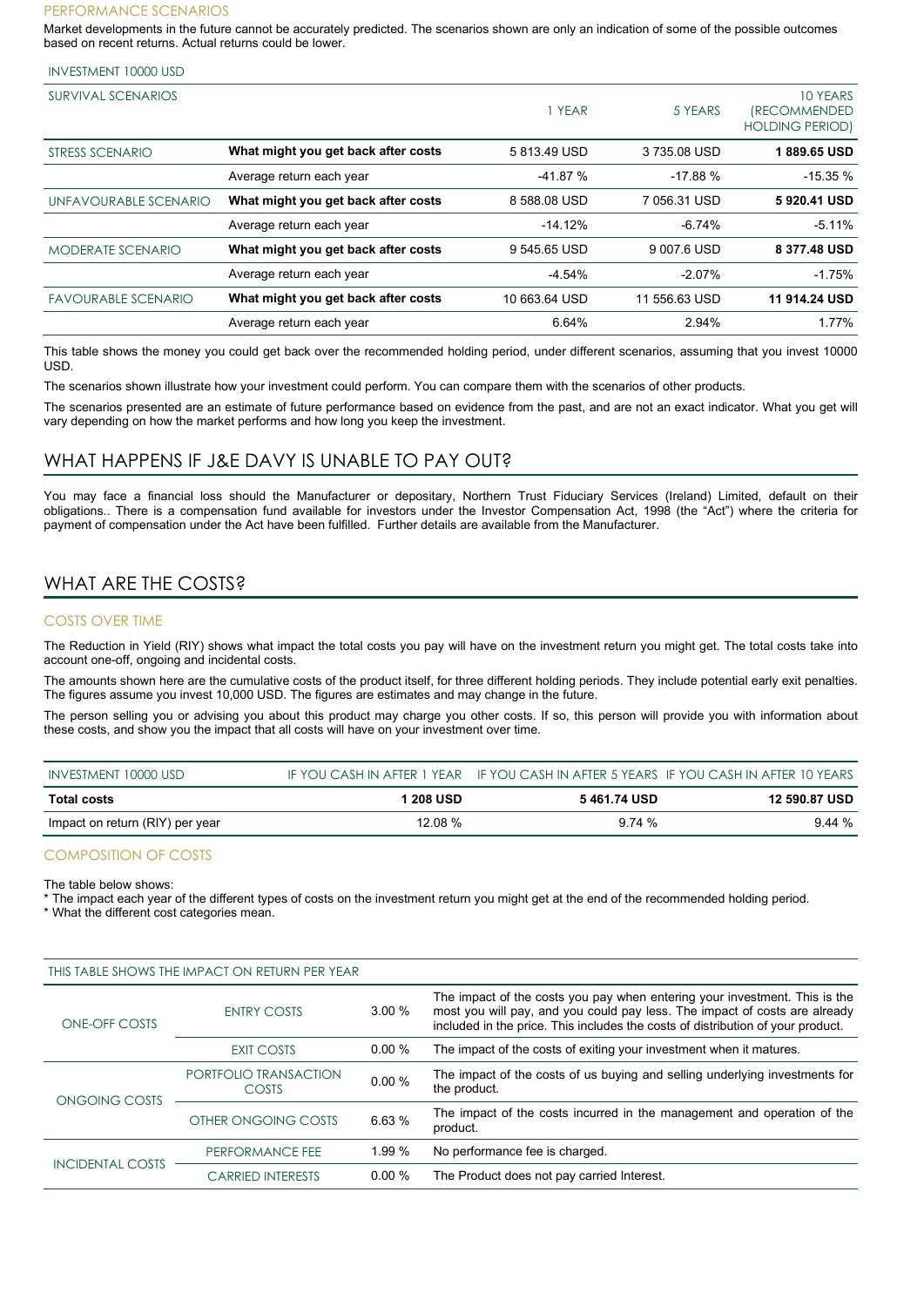### PERFORMANCE SCENARIOS

Market developments in the future cannot be accurately predicted. The scenarios shown are only an indication of some of the possible outcomes based on recent returns. Actual returns could be lower.

INVESTMENT 10000 USD

| SURVIVAL SCENARIOS | | 1 YEAR | 5 YEARS | 10 YEARS (RECOMMENDED HOLDING PERIOD) |
|---|---|---|---|---|
| STRESS SCENARIO | **What might you get back after costs** | 5 813.49 USD | 3 735.08 USD | **1 889.65 USD** |
| | Average return each year | -41.87 % | -17.88 % | -15.35 % |
| UNFAVOURABLE SCENARIO | **What might you get back after costs** | 8 588.08 USD | 7 056.31 USD | **5 920.41 USD** |
| | Average return each year | -14.12% | -6.74% | -5.11% |
| MODERATE SCENARIO | **What might you get back after costs** | 9 545.65 USD | 9 007.6 USD | **8 377.48 USD** |
| | Average return each year | -4.54% | -2.07% | -1.75% |
| FAVOURABLE SCENARIO | **What might you get back after costs** | 10 663.64 USD | 11 556.63 USD | **11 914.24 USD** |
| | Average return each year | 6.64% | 2.94% | 1.77% |

This table shows the money you could get back over the recommended holding period, under different scenarios, assuming that you invest 10000 USD.

The scenarios shown illustrate how your investment could perform. You can compare them with the scenarios of other products.

The scenarios presented are an estimate of future performance based on evidence from the past, and are not an exact indicator. What you get will vary depending on how the market performs and how long you keep the investment.

## WHAT HAPPENS IF J&E DAVY IS UNABLE TO PAY OUT?

You may face a financial loss should the Manufacturer or depositary, Northern Trust Fiduciary Services (Ireland) Limited, default on their obligations.. There is a compensation fund available for investors under the Investor Compensation Act, 1998 (the "Act") where the criteria for payment of compensation under the Act have been fulfilled. Further details are available from the Manufacturer.

## WHAT ARE THE COSTS?

### COSTS OVER TIME

The Reduction in Yield (RIY) shows what impact the total costs you pay will have on the investment return you might get. The total costs take into account one-off, ongoing and incidental costs.

The amounts shown here are the cumulative costs of the product itself, for three different holding periods. They include potential early exit penalties. The figures assume you invest 10,000 USD. The figures are estimates and may change in the future.

The person selling you or advising you about this product may charge you other costs. If so, this person will provide you with information about these costs, and show you the impact that all costs will have on your investment over time.

| INVESTMENT 10000 USD | IF YOU CASH IN AFTER 1 YEAR | IF YOU CASH IN AFTER 5 YEARS | IF YOU CASH IN AFTER 10 YEARS |
|---|---|---|---|
| **Total costs** | **1 208 USD** | **5 461.74 USD** | **12 590.87 USD** |
| Impact on return (RIY) per year | 12.08 % | 9.74 % | 9.44 % |

### COMPOSITION OF COSTS

The table below shows:
* The impact each year of the different types of costs on the investment return you might get at the end of the recommended holding period.
* What the different cost categories mean.

| THIS TABLE SHOWS THE IMPACT ON RETURN PER YEAR | | | |
|---|---|---|---|
| ONE-OFF COSTS | ENTRY COSTS | 3.00 % | The impact of the costs you pay when entering your investment. This is the most you will pay, and you could pay less. The impact of costs are already included in the price. This includes the costs of distribution of your product. |
| | EXIT COSTS | 0.00 % | The impact of the costs of exiting your investment when it matures. |
| ONGOING COSTS | PORTFOLIO TRANSACTION COSTS | 0.00 % | The impact of the costs of us buying and selling underlying investments for the product. |
| | OTHER ONGOING COSTS | 6.63 % | The impact of the costs incurred in the management and operation of the product. |
| INCIDENTAL COSTS | PERFORMANCE FEE | 1.99 % | No performance fee is charged. |
| | CARRIED INTERESTS | 0.00 % | The Product does not pay carried Interest. |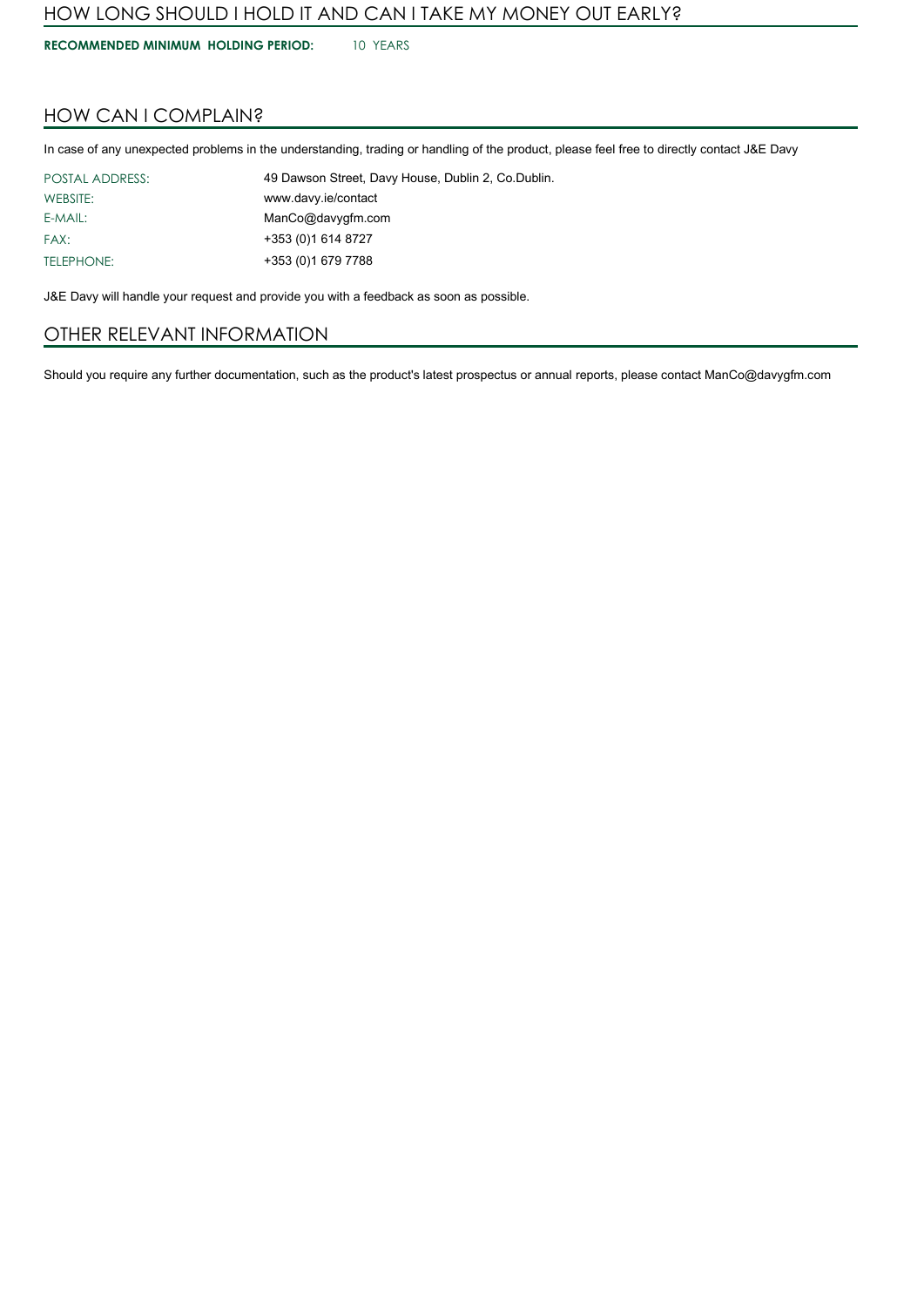## HOW LONG SHOULD I HOLD IT AND CAN I TAKE MY MONEY OUT EARLY?

**RECOMMENDED MINIMUM HOLDING PERIOD:** 10 YEARS

## HOW CAN I COMPLAIN?

In case of any unexpected problems in the understanding, trading or handling of the product, please feel free to directly contact J&E Davy

| | |
|---|---|
| POSTAL ADDRESS: | 49 Dawson Street, Davy House, Dublin 2, Co.Dublin. |
| WEBSITE: | www.davy.ie/contact |
| E-MAIL: | ManCo@davygfm.com |
| FAX: | +353 (0)1 614 8727 |
| TELEPHONE: | +353 (0)1 679 7788 |

J&E Davy will handle your request and provide you with a feedback as soon as possible.

## OTHER RELEVANT INFORMATION

Should you require any further documentation, such as the product's latest prospectus or annual reports, please contact ManCo@davygfm.com